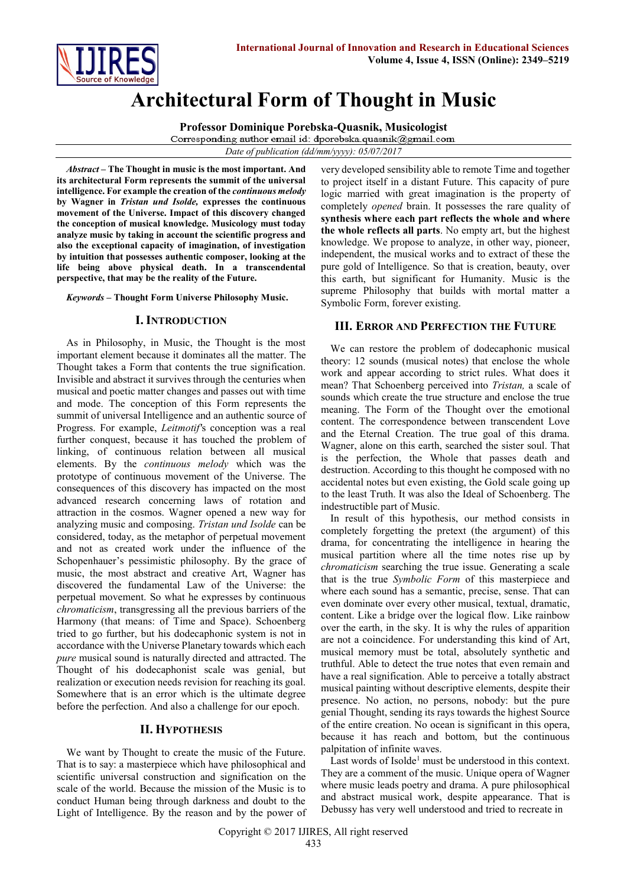# Architectural Form of Thought in Music

**Professor Dominique Porebska-Quasnik, Musicologist**

Corresponding author email id: dporebska.quasnik@gmail.com

*Date of publication (dd/mm/yyyy): 05/07/2017*

***Abstract*** **– The Thought in music is the most important. And its architectural Form represents the summit of the universal intelligence. For example the creation of the *continuous melody* by Wagner in *Tristan und Isolde,* expresses the continuous movement of the Universe. Impact of this discovery changed the conception of musical knowledge. Musicology must today analyze music by taking in account the scientific progress and also the exceptional capacity of imagination, of investigation by intuition that possesses authentic composer, looking at the life being above physical death. In a transcendental perspective, that may be the reality of the Future.**

***Keywords*** **– Thought Form Universe Philosophy Music.**

## I. Introduction

As in Philosophy, in Music, the Thought is the most important element because it dominates all the matter. The Thought takes a Form that contents the true signification. Invisible and abstract it survives through the centuries when musical and poetic matter changes and passes out with time and mode. The conception of this Form represents the summit of universal Intelligence and an authentic source of Progress. For example, *Leitmotif*'s conception was a real further conquest, because it has touched the problem of linking, of continuous relation between all musical elements. By the *continuous melody* which was the prototype of continuous movement of the Universe. The consequences of this discovery has impacted on the most advanced research concerning laws of rotation and attraction in the cosmos. Wagner opened a new way for analyzing music and composing. *Tristan und Isolde* can be considered, today, as the metaphor of perpetual movement and not as created work under the influence of the Schopenhauer's pessimistic philosophy. By the grace of music, the most abstract and creative Art, Wagner has discovered the fundamental Law of the Universe: the perpetual movement. So what he expresses by continuous *chromaticism*, transgressing all the previous barriers of the Harmony (that means: of Time and Space). Schoenberg tried to go further, but his dodecaphonic system is not in accordance with the Universe Planetary towards which each *pure* musical sound is naturally directed and attracted. The Thought of his dodecaphonist scale was genial, but realization or execution needs revision for reaching its goal. Somewhere that is an error which is the ultimate degree before the perfection. And also a challenge for our epoch.

## II. Hypothesis

We want by Thought to create the music of the Future. That is to say: a masterpiece which have philosophical and scientific universal construction and signification on the scale of the world. Because the mission of the Music is to conduct Human being through darkness and doubt to the Light of Intelligence. By the reason and by the power of very developed sensibility able to remote Time and together to project itself in a distant Future. This capacity of pure logic married with great imagination is the property of completely *opened* brain. It possesses the rare quality of **synthesis where each part reflects the whole and where the whole reflects all parts**. No empty art, but the highest knowledge. We propose to analyze, in other way, pioneer, independent, the musical works and to extract of these the pure gold of Intelligence. So that is creation, beauty, over this earth, but significant for Humanity. Music is the supreme Philosophy that builds with mortal matter a Symbolic Form, forever existing.

## III. Error and Perfection the Future

We can restore the problem of dodecaphonic musical theory: 12 sounds (musical notes) that enclose the whole work and appear according to strict rules. What does it mean? That Schoenberg perceived into *Tristan,* a scale of sounds which create the true structure and enclose the true meaning. The Form of the Thought over the emotional content. The correspondence between transcendent Love and the Eternal Creation. The true goal of this drama. Wagner, alone on this earth, searched the sister soul. That is the perfection, the Whole that passes death and destruction. According to this thought he composed with no accidental notes but even existing, the Gold scale going up to the least Truth. It was also the Ideal of Schoenberg. The indestructible part of Music.

In result of this hypothesis, our method consists in completely forgetting the pretext (the argument) of this drama, for concentrating the intelligence in hearing the musical partition where all the time notes rise up by *chromaticism* searching the true issue. Generating a scale that is the true *Symbolic Form* of this masterpiece and where each sound has a semantic, precise, sense. That can even dominate over every other musical, textual, dramatic, content. Like a bridge over the logical flow. Like rainbow over the earth, in the sky. It is why the rules of apparition are not a coincidence. For understanding this kind of Art, musical memory must be total, absolutely synthetic and truthful. Able to detect the true notes that even remain and have a real signification. Able to perceive a totally abstract musical painting without descriptive elements, despite their presence. No action, no persons, nobody: but the pure genial Thought, sending its rays towards the highest Source of the entire creation. No ocean is significant in this opera, because it has reach and bottom, but the continuous palpitation of infinite waves.

Last words of Isolde[1] must be understood in this context. They are a comment of the music. Unique opera of Wagner where music leads poetry and drama. A pure philosophical and abstract musical work, despite appearance. That is Debussy has very well understood and tried to recreate in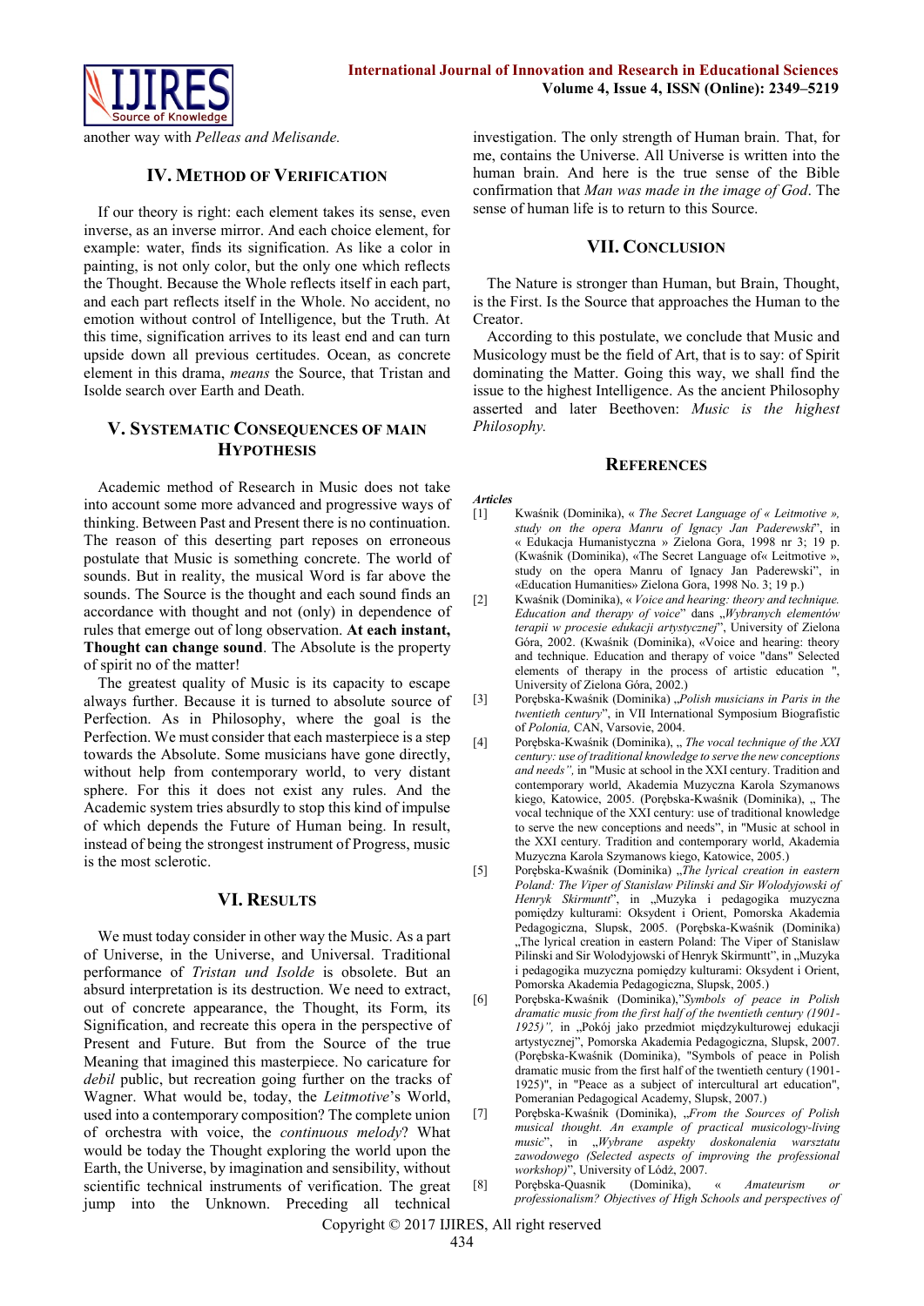another way with *Pelleas and Melisande.*

## IV. Method of Verification

If our theory is right: each element takes its sense, even inverse, as an inverse mirror. And each choice element, for example: water, finds its signification. As like a color in painting, is not only color, but the only one which reflects the Thought. Because the Whole reflects itself in each part, and each part reflects itself in the Whole. No accident, no emotion without control of Intelligence, but the Truth. At this time, signification arrives to its least end and can turn upside down all previous certitudes. Ocean, as concrete element in this drama, *means* the Source, that Tristan and Isolde search over Earth and Death.

## V. Systematic Consequences of Main Hypothesis

Academic method of Research in Music does not take into account some more advanced and progressive ways of thinking. Between Past and Present there is no continuation. The reason of this deserting part reposes on erroneous postulate that Music is something concrete. The world of sounds. But in reality, the musical Word is far above the sounds. The Source is the thought and each sound finds an accordance with thought and not (only) in dependence of rules that emerge out of long observation. **At each instant, Thought can change sound**. The Absolute is the property of spirit no of the matter!

The greatest quality of Music is its capacity to escape always further. Because it is turned to absolute source of Perfection. As in Philosophy, where the goal is the Perfection. We must consider that each masterpiece is a step towards the Absolute. Some musicians have gone directly, without help from contemporary world, to very distant sphere. For this it does not exist any rules. And the Academic system tries absurdly to stop this kind of impulse of which depends the Future of Human being. In result, instead of being the strongest instrument of Progress, music is the most sclerotic.

## VI. Results

We must today consider in other way the Music. As a part of Universe, in the Universe, and Universal. Traditional performance of *Tristan und Isolde* is obsolete. But an absurd interpretation is its destruction. We need to extract, out of concrete appearance, the Thought, its Form, its Signification, and recreate this opera in the perspective of Present and Future. But from the Source of the true Meaning that imagined this masterpiece. No caricature for *debil* public, but recreation going further on the tracks of Wagner. What would be, today, the *Leitmotive*'s World, used into a contemporary composition? The complete union of orchestra with voice, the *continuous melody*? What would be today the Thought exploring the world upon the Earth, the Universe, by imagination and sensibility, without scientific technical instruments of verification. The great jump into the Unknown. Preceding all technical investigation. The only strength of Human brain. That, for me, contains the Universe. All Universe is written into the human brain. And here is the true sense of the Bible confirmation that *Man was made in the image of God*. The sense of human life is to return to this Source.

## VII. Conclusion

The Nature is stronger than Human, but Brain, Thought, is the First. Is the Source that approaches the Human to the Creator.

According to this postulate, we conclude that Music and Musicology must be the field of Art, that is to say: of Spirit dominating the Matter. Going this way, we shall find the issue to the highest Intelligence. As the ancient Philosophy asserted and later Beethoven: *Music is the highest Philosophy.*

## References

***Articles***

[1] Kwaśnik (Dominika), « *The Secret Language of « Leitmotive », study on the opera Manru of Ignacy Jan Paderewski*", in « Edukacja Humanistyczna » Zielona Gora, 1998 nr 3; 19 p. (Kwaśnik (Dominika), «The Secret Language of« Leitmotive », study on the opera Manru of Ignacy Jan Paderewski", in «Education Humanities» Zielona Gora, 1998 No. 3; 19 p.)

[2] Kwaśnik (Dominika), « *Voice and hearing: theory and technique. Education and therapy of voice*" dans „*Wybranych elementów terapii w procesie edukacji artystycznej*", University of Zielona Góra, 2002. (Kwaśnik (Dominika), «Voice and hearing: theory and technique. Education and therapy of voice "dans" Selected elements of therapy in the process of artistic education ", University of Zielona Góra, 2002.)

[3] Porębska-Kwaśnik (Dominika) „*Polish musicians in Paris in the twentieth century*", in VII International Symposium Biografistic of *Polonia,* CAN, Varsovie, 2004.

[4] Porębska-Kwaśnik (Dominika), „ *The vocal technique of the XXI century: use of traditional knowledge to serve the new conceptions and needs"*, in "Music at school in the XXI century. Tradition and contemporary world, Akademia Muzyczna Karola Szymanows kiego, Katowice, 2005. (Porębska-Kwaśnik (Dominika), „ The vocal technique of the XXI century: use of traditional knowledge to serve the new conceptions and needs", in "Music at school in the XXI century. Tradition and contemporary world, Akademia Muzyczna Karola Szymanows kiego, Katowice, 2005.)

[5] Porębska-Kwaśnik (Dominika) „*The lyrical creation in eastern Poland: The Viper of Stanislaw Pilinski and Sir Wolodyjowski of Henryk Skirmuntt*", in „Muzyka i pedagogika muzyczna pomiędzy kulturami: Oksydent i Orient, Pomorska Akademia Pedagogiczna, Slupsk, 2005. (Porębska-Kwaśnik (Dominika) „The lyrical creation in eastern Poland: The Viper of Stanislaw Pilinski and Sir Wolodyjowski of Henryk Skirmuntt", in „Muzyka i pedagogika muzyczna pomiędzy kulturami: Oksydent i Orient, Pomorska Akademia Pedagogiczna, Slupsk, 2005.)

[6] Porębska-Kwaśnik (Dominika),"*Symbols of peace in Polish dramatic music from the first half of the twentieth century (1901-1925)",* in „Pokój jako przedmiot międzykulturowej edukacji artystycznej", Pomorska Akademia Pedagogiczna, Slupsk, 2007. (Porębska-Kwaśnik (Dominika), "Symbols of peace in Polish dramatic music from the first half of the twentieth century (1901-1925)", in "Peace as a subject of intercultural art education", Pomeranian Pedagogical Academy, Slupsk, 2007.)

[7] Porębska-Kwaśnik (Dominika), „*From the Sources of Polish musical thought. An example of practical musicology-living music*", in „*Wybrane aspekty doskonalenia warsztatu zawodowego (Selected aspects of improving the professional workshop)*", University of Łódź, 2007.

[8] Porębska-Quasnik (Dominika), « *Amateurism or professionalism? Objectives of High Schools and perspectives of*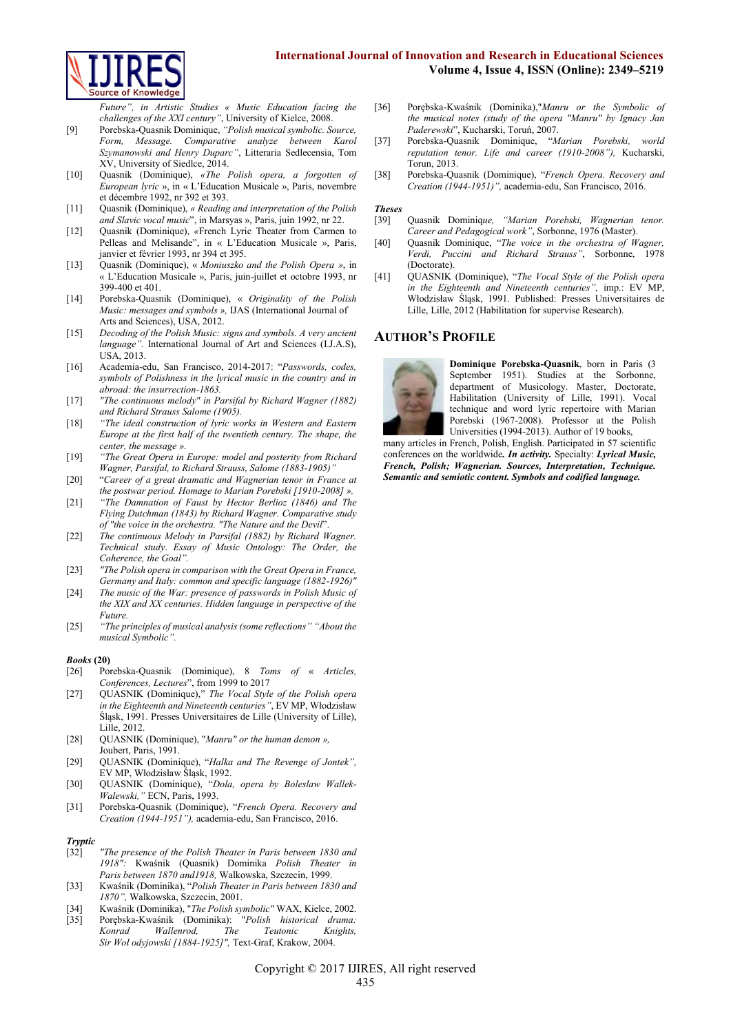*Future", in Artistic Studies « Music Education facing the challenges of the XXI century"*, University of Kielce, 2008.

[9] Porebska-Quasnik Dominique, *"Polish musical symbolic. Source, Form, Message. Comparative analyze between Karol Szymanowski and Henry Duparc"*, Litteraria Sedlecensia, Tom XV, University of Siedlce, 2014.

[10] Quasnik (Dominique), *«The Polish opera, a forgotten of European lyric »*, in « L'Education Musicale », Paris, novembre et décembre 1992, nr 392 et 393.

[11] Quasnik (Dominique), *« Reading and interpretation of the Polish and Slavic vocal music*", in Marsyas », Paris, juin 1992, nr 22.

[12] Quasnik (Dominique), «French Lyric Theater from Carmen to Pelleas and Melisande", in « L'Education Musicale », Paris, janvier et février 1993, nr 394 et 395.

[13] Quasnik (Dominique), « *Moniuszko and the Polish Opera* », in « L'Education Musicale », Paris, juin-juillet et octobre 1993, nr 399-400 et 401.

[14] Porebska-Quasnik (Dominique), « *Originality of the Polish Music: messages and symbols »,* IJAS (International Journal of Arts and Sciences), USA, 2012.

[15] *Decoding of the Polish Music: signs and symbols. A very ancient language".* International Journal of Art and Sciences (I.J.A.S), USA, 2013.

[16] Academia-edu, San Francisco, 2014-2017: "*Passwords, codes, symbols of Polishness in the lyrical music in the country and in abroad: the insurrection-1863.*

[17] *"The continuous melody" in Parsifal by Richard Wagner (1882) and Richard Strauss Salome (1905).*

[18] *"The ideal construction of lyric works in Western and Eastern Europe at the first half of the twentieth century. The shape, the center, the message ».*

[19] *"The Great Opera in Europe: model and posterity from Richard Wagner, Parsifal, to Richard Strauss, Salome (1883-1905)"*

[20] "*Career of a great dramatic and Wagnerian tenor in France at the postwar period. Homage to Marian Porebski [1910-2008] ».*

[21] *"The Damnation of Faust by Hector Berlioz (1846) and The Flying Dutchman (1843) by Richard Wagner. Comparative study of "the voice in the orchestra. "The Nature and the Devil*".

[22] *The continuous Melody in Parsifal (1882) by Richard Wagner. Technical study. Essay of Music Ontology: The Order, the Coherence, the Goal".*

[23] *"The Polish opera in comparison with the Great Opera in France, Germany and Italy: common and specific language (1882-1926)"*

[24] *The music of the War: presence of passwords in Polish Music of the XIX and XX centuries. Hidden language in perspective of the Future.*

[25] *"The principles of musical analysis (some reflections" "About the musical Symbolic".*

**Books (20)**

[26] Porebska-Quasnik (Dominique), 8 *Toms of « Articles, Conferences, Lectures*", from 1999 to 2017

[27] QUASNIK (Dominique)," *The Vocal Style of the Polish opera in the Eighteenth and Nineteenth centuries"*, EV MP, Włodzisław Śląsk, 1991. Presses Universitaires de Lille (University of Lille), Lille, 2012.

[28] QUASNIK (Dominique), "*Manru" or the human demon »,* Joubert, Paris, 1991.

[29] QUASNIK (Dominique), *"Halka and The Revenge of Jontek",* EV MP, Włodzisław Śląsk, 1992.

[30] QUASNIK (Dominique), *"Dola, opera by Boleslaw Wallek-Walewski,"* ECN, Paris, 1993.

[31] Porebska-Quasnik (Dominique), *"French Opera. Recovery and Creation (1944-1951"),* academia-edu, San Francisco, 2016.

**Tryptic**

[32] *"The presence of the Polish Theater in Paris between 1830 and 1918":* Kwaśnik (Quasnik) Dominika *Polish Theater in Paris between 1870 and1918,* Walkowska, Szczecin, 1999.

[33] Kwaśnik (Dominika), "*Polish Theater in Paris between 1830 and 1870",* Walkowska, Szczecin, 2001.

[34] Kwaśnik (Dominika), "*The Polish symbolic"* WAX, Kielce, 2002.

[35] Poręb­ska-Kwaśnik (Dominika): "*Polish historical drama: Konrad Wallenrod, The Teutonic Knights, Sir Woł odyjowski [1884-1925]",* Text-Graf, Krakow, 2004.

[36] Poręb­ska-Kwaśnik (Dominika),"*Manru or the Symbolic of the musical notes (study of the opera "Manru" by Ignacy Jan Paderewski*", Kucharski, Toruń, 2007.

[37] Porebska-Quasnik Dominique, "*Marian Porebski, world reputation tenor. Life and career (1910-2008"),* Kucharski, Torun, 2013.

[38] Porebska-Quasnik (Dominique), "*French Opera. Recovery and Creation (1944-1951)",* academia-edu, San Francisco, 2016.

**Theses**

[39] Quasnik Dominiqu*e, "Marian Porebski, Wagnerian tenor. Career and Pedagogical work"*, Sorbonne, 1976 (Master).

[40] Quasnik Dominique, "*The voice in the orchestra of Wagner, Verdi, Puccini and Richard Strauss"*, Sorbonne, 1978 (Doctorate).

[41] QUASNIK (Dominique), "*The Vocal Style of the Polish opera in the Eighteenth and Nineteenth centuries",* imp.: EV MP, Włodzisław Śląsk, 1991. Published: Presses Universitaires de Lille, Lille, 2012 (Habilitation for supervise Research).

## Author's Profile

**Dominique Porebska-Quasnik**, born in Paris (3 September 1951). Studies at the Sorbonne, department of Musicology. Master, Doctorate, Habilitation (University of Lille, 1991). Vocal technique and word lyric repertoire with Marian Porebski (1967-2008). Professor at the Polish Universities (1994-2013). Author of 19 books, many articles in French, Polish, English. Participated in 57 scientific conferences on the worldwide***. In activity.*** Specialty: ***Lyrical Music, French, Polish; Wagnerian. Sources, Interpretation, Technique. Semantic and semiotic content. Symbols and codified language.***